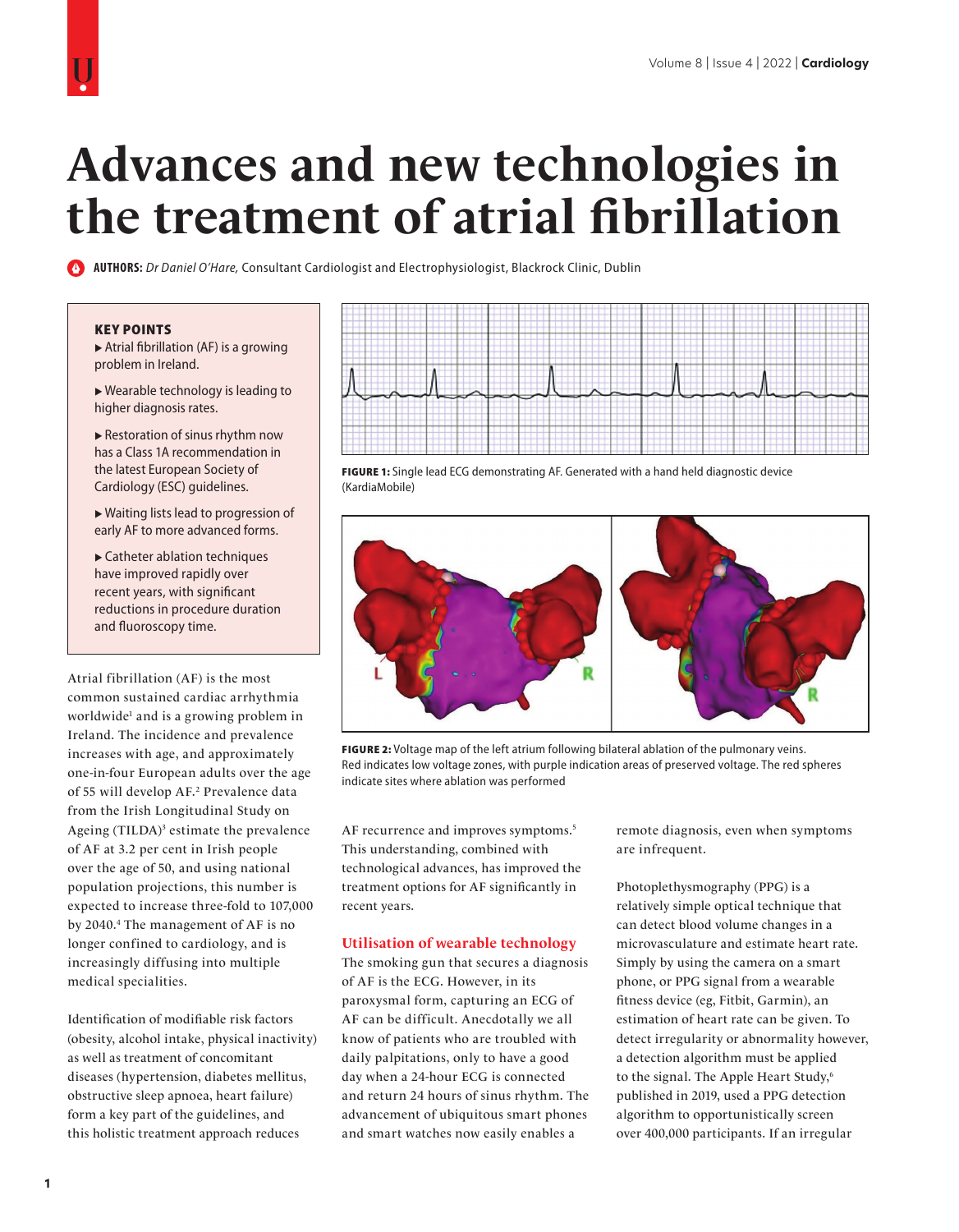# Advances and new technologies in the treatment of atrial fibrillation

**AUTHORS:** *Dr Daniel O'Hare,* Consultant Cardiologist and Electrophysiologist, Blackrock Clinic, Dublin

**KEY POINTS**

- Atrial fibrillation (AF) is a growing problem in Ireland.
- Wearable technology is leading to higher diagnosis rates.
- Restoration of sinus rhythm now has a Class 1A recommendation in the latest European Society of Cardiology (ESC) guidelines.
- Waiting lists lead to progression of early AF to more advanced forms.
- Catheter ablation techniques have improved rapidly over recent years, with significant reductions in procedure duration and fluoroscopy time.

**FIGURE 1:** Single lead ECG demonstrating AF. Generated with a hand held diagnostic device (KardiaMobile)

**FIGURE 2:** Voltage map of the left atrium following bilateral ablation of the pulmonary veins. Red indicates low voltage zones, with purple indication areas of preserved voltage. The red spheres indicate sites where ablation was performed

Atrial fibrillation (AF) is the most common sustained cardiac arrhythmia worldwide[1] and is a growing problem in Ireland. The incidence and prevalence increases with age, and approximately one-in-four European adults over the age of 55 will develop AF.[2] Prevalence data from the Irish Longitudinal Study on Ageing (TILDA)[3] estimate the prevalence of AF at 3.2 per cent in Irish people over the age of 50, and using national population projections, this number is expected to increase three-fold to 107,000 by 2040.[4] The management of AF is no longer confined to cardiology, and is increasingly diffusing into multiple medical specialities.

Identification of modifiable risk factors (obesity, alcohol intake, physical inactivity) as well as treatment of concomitant diseases (hypertension, diabetes mellitus, obstructive sleep apnoea, heart failure) form a key part of the guidelines, and this holistic treatment approach reduces AF recurrence and improves symptoms.[5] This understanding, combined with technological advances, has improved the treatment options for AF significantly in recent years.

## Utilisation of wearable technology

The smoking gun that secures a diagnosis of AF is the ECG. However, in its paroxysmal form, capturing an ECG of AF can be difficult. Anecdotally we all know of patients who are troubled with daily palpitations, only to have a good day when a 24-hour ECG is connected and return 24 hours of sinus rhythm. The advancement of ubiquitous smart phones and smart watches now easily enables a remote diagnosis, even when symptoms are infrequent.

Photoplethysmography (PPG) is a relatively simple optical technique that can detect blood volume changes in a microvasculature and estimate heart rate. Simply by using the camera on a smart phone, or PPG signal from a wearable fitness device (eg, Fitbit, Garmin), an estimation of heart rate can be given. To detect irregularity or abnormality however, a detection algorithm must be applied to the signal. The Apple Heart Study,[6] published in 2019, used a PPG detection algorithm to opportunistically screen over 400,000 participants. If an irregular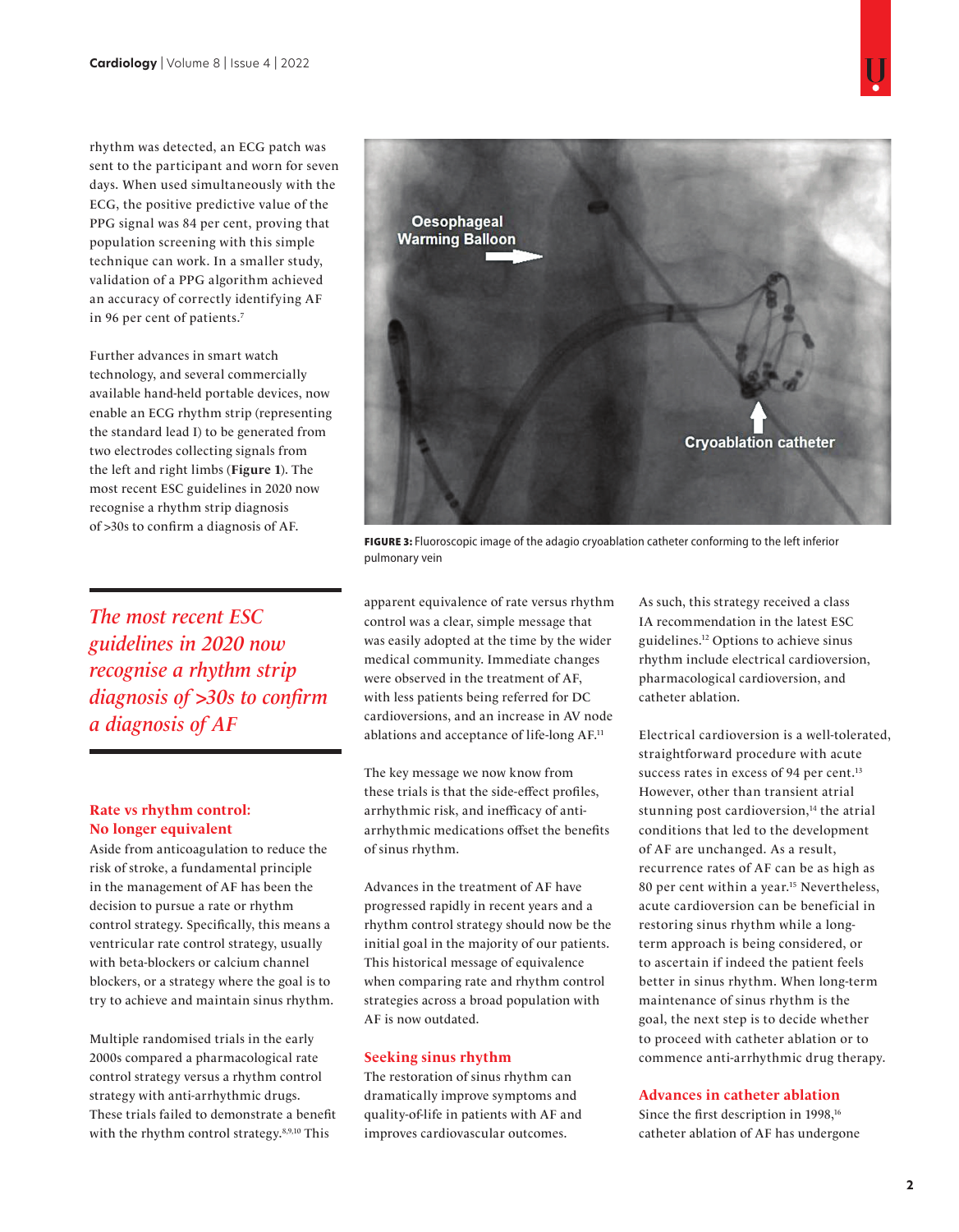rhythm was detected, an ECG patch was sent to the participant and worn for seven days. When used simultaneously with the ECG, the positive predictive value of the PPG signal was 84 per cent, proving that population screening with this simple technique can work. In a smaller study, validation of a PPG algorithm achieved an accuracy of correctly identifying AF in 96 per cent of patients.[7]

Further advances in smart watch technology, and several commercially available hand-held portable devices, now enable an ECG rhythm strip (representing the standard lead I) to be generated from two electrodes collecting signals from the left and right limbs (**Figure 1**). The most recent ESC guidelines in 2020 now recognise a rhythm strip diagnosis of >30s to confirm a diagnosis of AF.

*The most recent ESC guidelines in 2020 now recognise a rhythm strip diagnosis of >30s to confirm a diagnosis of AF*

**FIGURE 3:** Fluoroscopic image of the adagio cryoablation catheter conforming to the left inferior pulmonary vein

## Rate vs rhythm control: No longer equivalent

Aside from anticoagulation to reduce the risk of stroke, a fundamental principle in the management of AF has been the decision to pursue a rate or rhythm control strategy. Specifically, this means a ventricular rate control strategy, usually with beta-blockers or calcium channel blockers, or a strategy where the goal is to try to achieve and maintain sinus rhythm.

Multiple randomised trials in the early 2000s compared a pharmacological rate control strategy versus a rhythm control strategy with anti-arrhythmic drugs. These trials failed to demonstrate a benefit with the rhythm control strategy.[8,9,10] This apparent equivalence of rate versus rhythm control was a clear, simple message that was easily adopted at the time by the wider medical community. Immediate changes were observed in the treatment of AF, with less patients being referred for DC cardioversions, and an increase in AV node ablations and acceptance of life-long AF.[11]

The key message we now know from these trials is that the side-effect profiles, arrhythmic risk, and inefficacy of anti-arrhythmic medications offset the benefits of sinus rhythm.

Advances in the treatment of AF have progressed rapidly in recent years and a rhythm control strategy should now be the initial goal in the majority of our patients. This historical message of equivalence when comparing rate and rhythm control strategies across a broad population with AF is now outdated.

## Seeking sinus rhythm

The restoration of sinus rhythm can dramatically improve symptoms and quality-of-life in patients with AF and improves cardiovascular outcomes. As such, this strategy received a class IA recommendation in the latest ESC guidelines.[12] Options to achieve sinus rhythm include electrical cardioversion, pharmacological cardioversion, and catheter ablation.

Electrical cardioversion is a well-tolerated, straightforward procedure with acute success rates in excess of 94 per cent.[13] However, other than transient atrial stunning post cardioversion,[14] the atrial conditions that led to the development of AF are unchanged. As a result, recurrence rates of AF can be as high as 80 per cent within a year.[15] Nevertheless, acute cardioversion can be beneficial in restoring sinus rhythm while a long-term approach is being considered, or to ascertain if indeed the patient feels better in sinus rhythm. When long-term maintenance of sinus rhythm is the goal, the next step is to decide whether to proceed with catheter ablation or to commence anti-arrhythmic drug therapy.

## Advances in catheter ablation

Since the first description in 1998,[16] catheter ablation of AF has undergone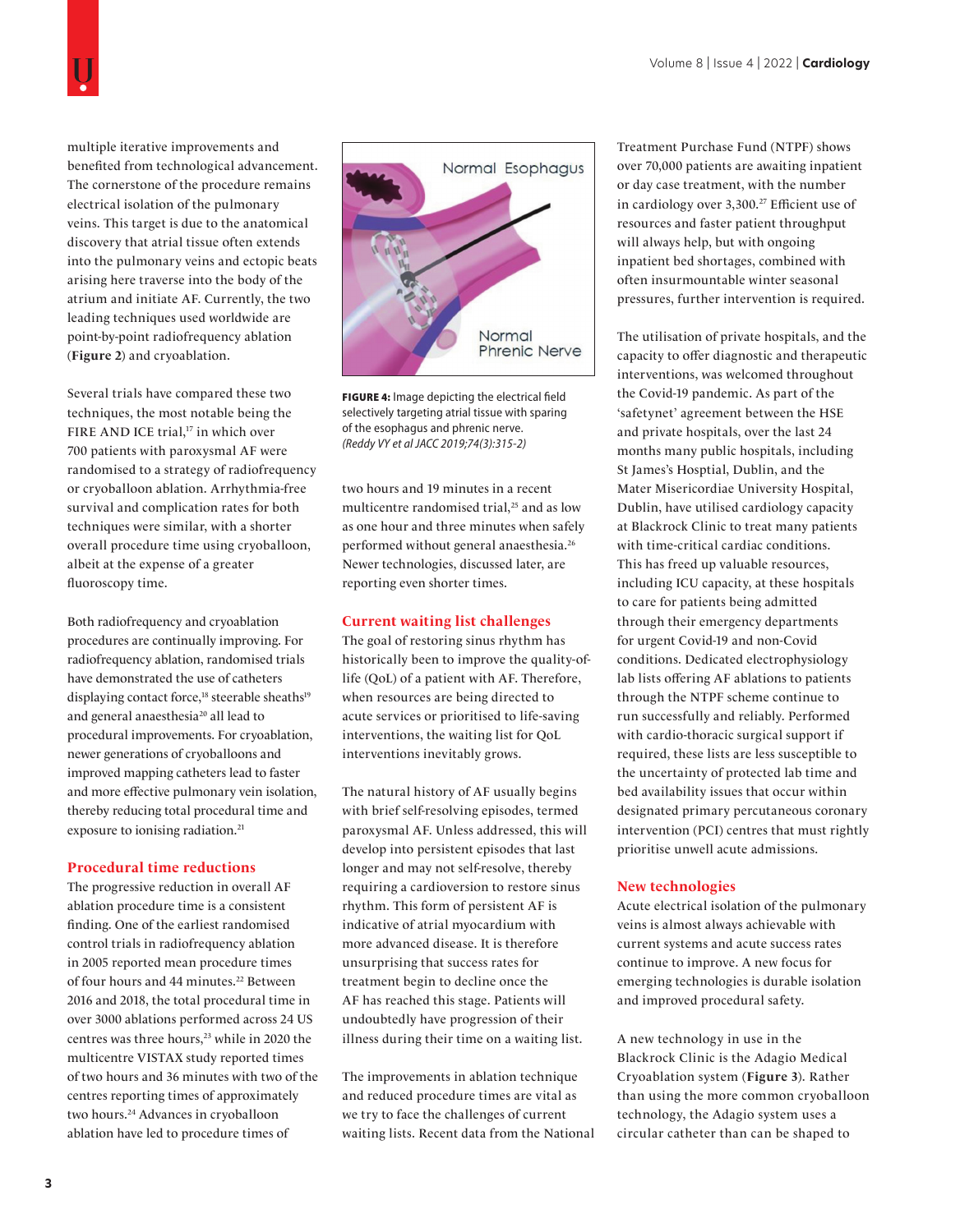multiple iterative improvements and benefited from technological advancement. The cornerstone of the procedure remains electrical isolation of the pulmonary veins. This target is due to the anatomical discovery that atrial tissue often extends into the pulmonary veins and ectopic beats arising here traverse into the body of the atrium and initiate AF. Currently, the two leading techniques used worldwide are point-by-point radiofrequency ablation (**Figure 2**) and cryoablation.

Several trials have compared these two techniques, the most notable being the FIRE AND ICE trial,[17] in which over 700 patients with paroxysmal AF were randomised to a strategy of radiofrequency or cryoballoon ablation. Arrhythmia-free survival and complication rates for both techniques were similar, with a shorter overall procedure time using cryoballoon, albeit at the expense of a greater fluoroscopy time.

Both radiofrequency and cryoablation procedures are continually improving. For radiofrequency ablation, randomised trials have demonstrated the use of catheters displaying contact force,[18] steerable sheaths[19] and general anaesthesia[20] all lead to procedural improvements. For cryoablation, newer generations of cryoballoons and improved mapping catheters lead to faster and more effective pulmonary vein isolation, thereby reducing total procedural time and exposure to ionising radiation.[21]

## Procedural time reductions

The progressive reduction in overall AF ablation procedure time is a consistent finding. One of the earliest randomised control trials in radiofrequency ablation in 2005 reported mean procedure times of four hours and 44 minutes.[22] Between 2016 and 2018, the total procedural time in over 3000 ablations performed across 24 US centres was three hours,[23] while in 2020 the multicentre VISTAX study reported times of two hours and 36 minutes with two of the centres reporting times of approximately two hours.[24] Advances in cryoballoon ablation have led to procedure times of two hours and 19 minutes in a recent multicentre randomised trial,[25] and as low as one hour and three minutes when safely performed without general anaesthesia.[26] Newer technologies, discussed later, are reporting even shorter times.

Normal Esophagus

Normal Phrenic Nerve

**FIGURE 4:** Image depicting the electrical field selectively targeting atrial tissue with sparing of the esophagus and phrenic nerve.
*(Reddy VY et al JACC 2019;74(3):315-2)*

## Current waiting list challenges

The goal of restoring sinus rhythm has historically been to improve the quality-of-life (QoL) of a patient with AF. Therefore, when resources are being directed to acute services or prioritised to life-saving interventions, the waiting list for QoL interventions inevitably grows.

The natural history of AF usually begins with brief self-resolving episodes, termed paroxysmal AF. Unless addressed, this will develop into persistent episodes that last longer and may not self-resolve, thereby requiring a cardioversion to restore sinus rhythm. This form of persistent AF is indicative of atrial myocardium with more advanced disease. It is therefore unsurprising that success rates for treatment begin to decline once the AF has reached this stage. Patients will undoubtedly have progression of their illness during their time on a waiting list.

The improvements in ablation technique and reduced procedure times are vital as we try to face the challenges of current waiting lists. Recent data from the National Treatment Purchase Fund (NTPF) shows over 70,000 patients are awaiting inpatient or day case treatment, with the number in cardiology over 3,300.[27] Efficient use of resources and faster patient throughput will always help, but with ongoing inpatient bed shortages, combined with often insurmountable winter seasonal pressures, further intervention is required.

The utilisation of private hospitals, and the capacity to offer diagnostic and therapeutic interventions, was welcomed throughout the Covid-19 pandemic. As part of the 'safetynet' agreement between the HSE and private hospitals, over the last 24 months many public hospitals, including St James's Hosptial, Dublin, and the Mater Misericordiae University Hospital, Dublin, have utilised cardiology capacity at Blackrock Clinic to treat many patients with time-critical cardiac conditions. This has freed up valuable resources, including ICU capacity, at these hospitals to care for patients being admitted through their emergency departments for urgent Covid-19 and non-Covid conditions. Dedicated electrophysiology lab lists offering AF ablations to patients through the NTPF scheme continue to run successfully and reliably. Performed with cardio-thoracic surgical support if required, these lists are less susceptible to the uncertainty of protected lab time and bed availability issues that occur within designated primary percutaneous coronary intervention (PCI) centres that must rightly prioritise unwell acute admissions.

## New technologies

Acute electrical isolation of the pulmonary veins is almost always achievable with current systems and acute success rates continue to improve. A new focus for emerging technologies is durable isolation and improved procedural safety.

A new technology in use in the Blackrock Clinic is the Adagio Medical Cryoablation system (**Figure 3**). Rather than using the more common cryoballoon technology, the Adagio system uses a circular catheter than can be shaped to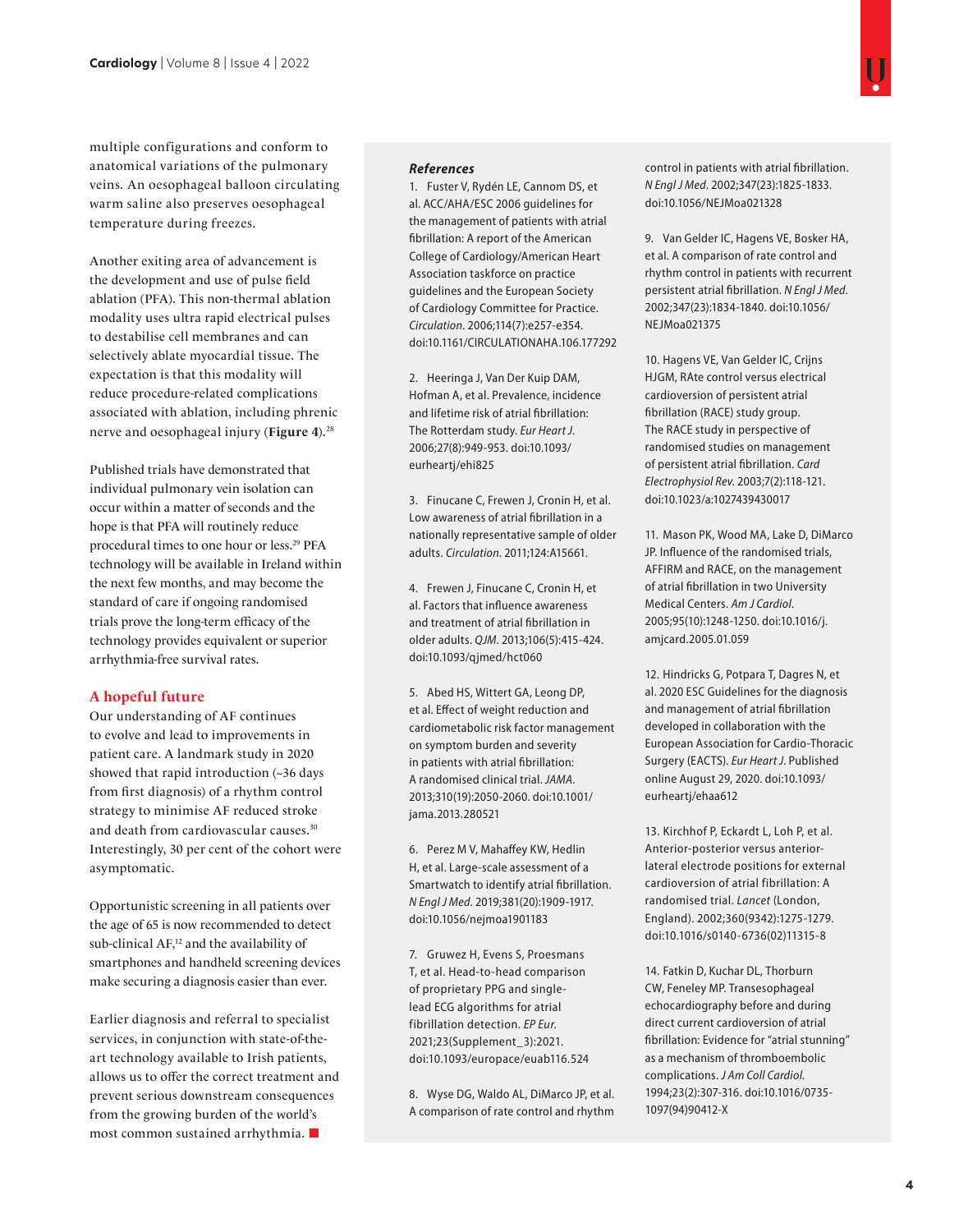multiple configurations and conform to anatomical variations of the pulmonary veins. An oesophageal balloon circulating warm saline also preserves oesophageal temperature during freezes.

Another exiting area of advancement is the development and use of pulse field ablation (PFA). This non-thermal ablation modality uses ultra rapid electrical pulses to destabilise cell membranes and can selectively ablate myocardial tissue. The expectation is that this modality will reduce procedure-related complications associated with ablation, including phrenic nerve and oesophageal injury (**Figure 4**).[28]

Published trials have demonstrated that individual pulmonary vein isolation can occur within a matter of seconds and the hope is that PFA will routinely reduce procedural times to one hour or less.[29] PFA technology will be available in Ireland within the next few months, and may become the standard of care if ongoing randomised trials prove the long-term efficacy of the technology provides equivalent or superior arrhythmia-free survival rates.

## A hopeful future

Our understanding of AF continues to evolve and lead to improvements in patient care. A landmark study in 2020 showed that rapid introduction (~36 days from first diagnosis) of a rhythm control strategy to minimise AF reduced stroke and death from cardiovascular causes.[30] Interestingly, 30 per cent of the cohort were asymptomatic.

Opportunistic screening in all patients over the age of 65 is now recommended to detect sub-clinical AF,[12] and the availability of smartphones and handheld screening devices make securing a diagnosis easier than ever.

Earlier diagnosis and referral to specialist services, in conjunction with state-of-the-art technology available to Irish patients, allows us to offer the correct treatment and prevent serious downstream consequences from the growing burden of the world's most common sustained arrhythmia. ■

### *References*

1. Fuster V, Rydén LE, Cannom DS, et al. ACC/AHA/ESC 2006 guidelines for the management of patients with atrial fibrillation: A report of the American College of Cardiology/American Heart Association taskforce on practice guidelines and the European Society of Cardiology Committee for Practice. *Circulation*. 2006;114(7):e257-e354. doi:10.1161/CIRCULATIONAHA.106.177292

2. Heeringa J, Van Der Kuip DAM, Hofman A, et al. Prevalence, incidence and lifetime risk of atrial fibrillation: The Rotterdam study. *Eur Heart J*. 2006;27(8):949-953. doi:10.1093/eurheartj/ehi825

3. Finucane C, Frewen J, Cronin H, et al. Low awareness of atrial fibrillation in a nationally representative sample of older adults. *Circulation*. 2011;124:A15661.

4. Frewen J, Finucane C, Cronin H, et al. Factors that influence awareness and treatment of atrial fibrillation in older adults. *QJM*. 2013;106(5):415-424. doi:10.1093/qjmed/hct060

5. Abed HS, Wittert GA, Leong DP, et al. Effect of weight reduction and cardiometabolic risk factor management on symptom burden and severity in patients with atrial fibrillation: A randomised clinical trial. *JAMA*. 2013;310(19):2050-2060. doi:10.1001/jama.2013.280521

6. Perez M V, Mahaffey KW, Hedlin H, et al. Large-scale assessment of a Smartwatch to identify atrial fibrillation. *N Engl J Med*. 2019;381(20):1909-1917. doi:10.1056/nejmoa1901183

7. Gruwez H, Evens S, Proesmans T, et al. Head-to-head comparison of proprietary PPG and single-lead ECG algorithms for atrial fibrillation detection. *EP Eur*. 2021;23(Supplement_3):2021. doi:10.1093/europace/euab116.524

8. Wyse DG, Waldo AL, DiMarco JP, et al. A comparison of rate control and rhythm control in patients with atrial fibrillation. *N Engl J Med*. 2002;347(23):1825-1833. doi:10.1056/NEJMoa021328

9. Van Gelder IC, Hagens VE, Bosker HA, et al. A comparison of rate control and rhythm control in patients with recurrent persistent atrial fibrillation. *N Engl J Med*. 2002;347(23):1834-1840. doi:10.1056/NEJMoa021375

10. Hagens VE, Van Gelder IC, Crijns HJGM, RAte control versus electrical cardioversion of persistent atrial fibrillation (RACE) study group. The RACE study in perspective of randomised studies on management of persistent atrial fibrillation. *Card Electrophysiol Rev*. 2003;7(2):118-121. doi:10.1023/a:1027439430017

11. Mason PK, Wood MA, Lake D, DiMarco JP. Influence of the randomised trials, AFFIRM and RACE, on the management of atrial fibrillation in two University Medical Centers. *Am J Cardiol*. 2005;95(10):1248-1250. doi:10.1016/j.amjcard.2005.01.059

12. Hindricks G, Potpara T, Dagres N, et al. 2020 ESC Guidelines for the diagnosis and management of atrial fibrillation developed in collaboration with the European Association for Cardio-Thoracic Surgery (EACTS). *Eur Heart J*. Published online August 29, 2020. doi:10.1093/eurheartj/ehaa612

13. Kirchhof P, Eckardt L, Loh P, et al. Anterior-posterior versus anterior-lateral electrode positions for external cardioversion of atrial fibrillation: A randomised trial. *Lancet* (London, England). 2002;360(9342):1275-1279. doi:10.1016/s0140-6736(02)11315-8

14. Fatkin D, Kuchar DL, Thorburn CW, Feneley MP. Transesophageal echocardiography before and during direct current cardioversion of atrial fibrillation: Evidence for "atrial stunning" as a mechanism of thromboembolic complications. *J Am Coll Cardiol*. 1994;23(2):307-316. doi:10.1016/0735-1097(94)90412-X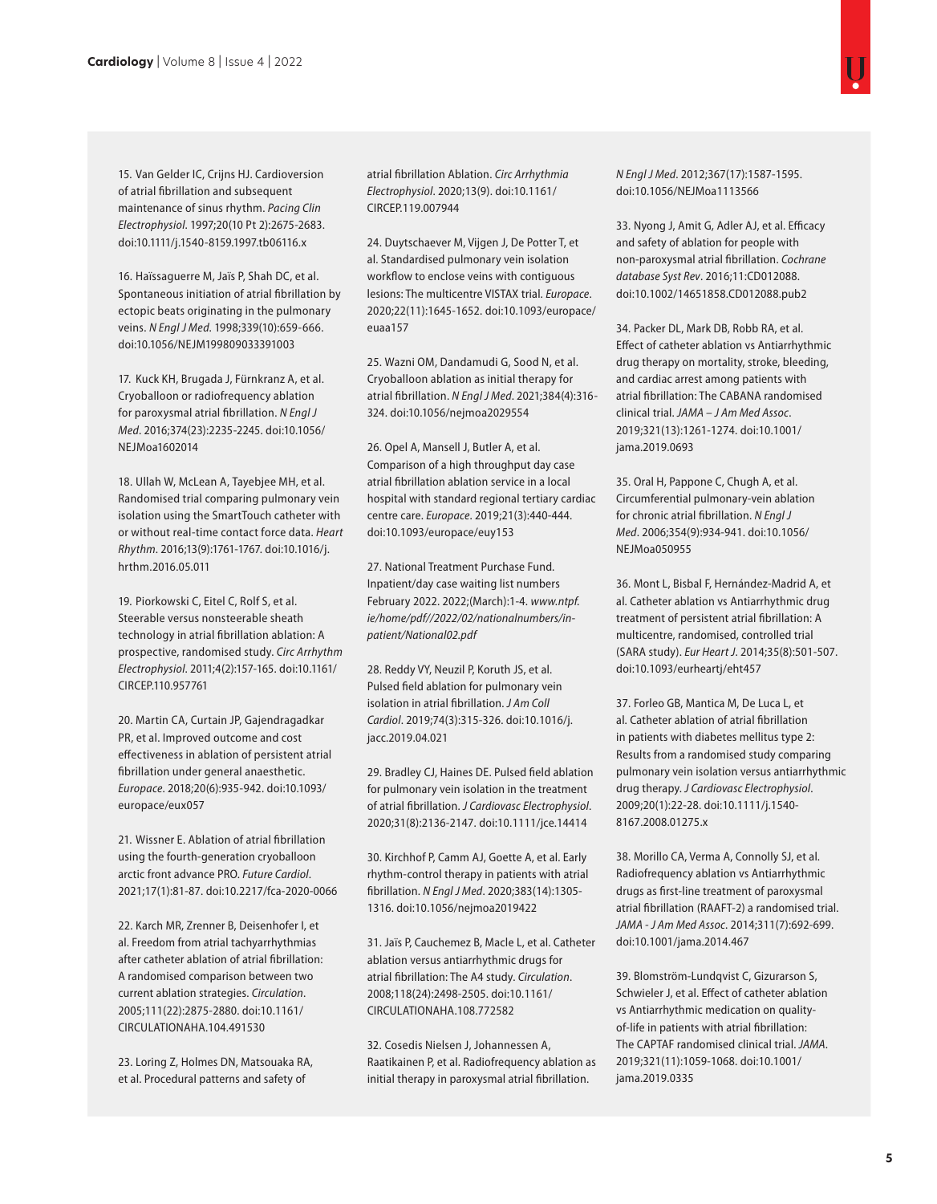15. Van Gelder IC, Crijns HJ. Cardioversion of atrial fibrillation and subsequent maintenance of sinus rhythm. *Pacing Clin Electrophysiol*. 1997;20(10 Pt 2):2675-2683. doi:10.1111/j.1540-8159.1997.tb06116.x

16. Haïssaguerre M, Jaïs P, Shah DC, et al. Spontaneous initiation of atrial fibrillation by ectopic beats originating in the pulmonary veins. *N Engl J Med*. 1998;339(10):659-666. doi:10.1056/NEJM199809033391003

17. Kuck KH, Brugada J, Fürnkranz A, et al. Cryoballoon or radiofrequency ablation for paroxysmal atrial fibrillation. *N Engl J Med*. 2016;374(23):2235-2245. doi:10.1056/NEJMoa1602014

18. Ullah W, McLean A, Tayebjee MH, et al. Randomised trial comparing pulmonary vein isolation using the SmartTouch catheter with or without real-time contact force data. *Heart Rhythm*. 2016;13(9):1761-1767. doi:10.1016/j.hrthm.2016.05.011

19. Piorkowski C, Eitel C, Rolf S, et al. Steerable versus nonsteerable sheath technology in atrial fibrillation ablation: A prospective, randomised study. *Circ Arrhythm Electrophysiol*. 2011;4(2):157-165. doi:10.1161/CIRCEP.110.957761

20. Martin CA, Curtain JP, Gajendragadkar PR, et al. Improved outcome and cost effectiveness in ablation of persistent atrial fibrillation under general anaesthetic. *Europace*. 2018;20(6):935-942. doi:10.1093/europace/eux057

21. Wissner E. Ablation of atrial fibrillation using the fourth-generation cryoballoon arctic front advance PRO. *Future Cardiol*. 2021;17(1):81-87. doi:10.2217/fca-2020-0066

22. Karch MR, Zrenner B, Deisenhofer I, et al. Freedom from atrial tachyarrhythmias after catheter ablation of atrial fibrillation: A randomised comparison between two current ablation strategies. *Circulation*. 2005;111(22):2875-2880. doi:10.1161/CIRCULATIONAHA.104.491530

23. Loring Z, Holmes DN, Matsouaka RA, et al. Procedural patterns and safety of atrial fibrillation Ablation. *Circ Arrhythmia Electrophysiol*. 2020;13(9). doi:10.1161/CIRCEP.119.007944

24. Duytschaever M, Vijgen J, De Potter T, et al. Standardised pulmonary vein isolation workflow to enclose veins with contiguous lesions: The multicentre VISTAX trial. *Europace*. 2020;22(11):1645-1652. doi:10.1093/europace/euaa157

25. Wazni OM, Dandamudi G, Sood N, et al. Cryoballoon ablation as initial therapy for atrial fibrillation. *N Engl J Med*. 2021;384(4):316-324. doi:10.1056/nejmoa2029554

26. Opel A, Mansell J, Butler A, et al. Comparison of a high throughput day case atrial fibrillation ablation service in a local hospital with standard regional tertiary cardiac centre care. *Europace*. 2019;21(3):440-444. doi:10.1093/europace/euy153

27. National Treatment Purchase Fund. Inpatient/day case waiting list numbers February 2022. 2022;(March):1-4. *www.ntpf.ie/home/pdf//2022/02/nationalnumbers/in-patient/National02.pdf*

28. Reddy VY, Neuzil P, Koruth JS, et al. Pulsed field ablation for pulmonary vein isolation in atrial fibrillation. *J Am Coll Cardiol*. 2019;74(3):315-326. doi:10.1016/j.jacc.2019.04.021

29. Bradley CJ, Haines DE. Pulsed field ablation for pulmonary vein isolation in the treatment of atrial fibrillation. *J Cardiovasc Electrophysiol*. 2020;31(8):2136-2147. doi:10.1111/jce.14414

30. Kirchhof P, Camm AJ, Goette A, et al. Early rhythm-control therapy in patients with atrial fibrillation. *N Engl J Med*. 2020;383(14):1305-1316. doi:10.1056/nejmoa2019422

31. Jaïs P, Cauchemez B, Macle L, et al. Catheter ablation versus antiarrhythmic drugs for atrial fibrillation: The A4 study. *Circulation*. 2008;118(24):2498-2505. doi:10.1161/CIRCULATIONAHA.108.772582

32. Cosedis Nielsen J, Johannessen A, Raatikainen P, et al. Radiofrequency ablation as initial therapy in paroxysmal atrial fibrillation. *N Engl J Med*. 2012;367(17):1587-1595. doi:10.1056/NEJMoa1113566

33. Nyong J, Amit G, Adler AJ, et al. Efficacy and safety of ablation for people with non-paroxysmal atrial fibrillation. *Cochrane database Syst Rev*. 2016;11:CD012088. doi:10.1002/14651858.CD012088.pub2

34. Packer DL, Mark DB, Robb RA, et al. Effect of catheter ablation vs Antiarrhythmic drug therapy on mortality, stroke, bleeding, and cardiac arrest among patients with atrial fibrillation: The CABANA randomised clinical trial. *JAMA – J Am Med Assoc*. 2019;321(13):1261-1274. doi:10.1001/jama.2019.0693

35. Oral H, Pappone C, Chugh A, et al. Circumferential pulmonary-vein ablation for chronic atrial fibrillation. *N Engl J Med*. 2006;354(9):934-941. doi:10.1056/NEJMoa050955

36. Mont L, Bisbal F, Hernández-Madrid A, et al. Catheter ablation vs Antiarrhythmic drug treatment of persistent atrial fibrillation: A multicentre, randomised, controlled trial (SARA study). *Eur Heart J*. 2014;35(8):501-507. doi:10.1093/eurheartj/eht457

37. Forleo GB, Mantica M, De Luca L, et al. Catheter ablation of atrial fibrillation in patients with diabetes mellitus type 2: Results from a randomised study comparing pulmonary vein isolation versus antiarrhythmic drug therapy. *J Cardiovasc Electrophysiol*. 2009;20(1):22-28. doi:10.1111/j.1540-8167.2008.01275.x

38. Morillo CA, Verma A, Connolly SJ, et al. Radiofrequency ablation vs Antiarrhythmic drugs as first-line treatment of paroxysmal atrial fibrillation (RAAFT-2) a randomised trial. *JAMA - J Am Med Assoc*. 2014;311(7):692-699. doi:10.1001/jama.2014.467

39. Blomström-Lundqvist C, Gizurarson S, Schwieler J, et al. Effect of catheter ablation vs Antiarrhythmic medication on quality-of-life in patients with atrial fibrillation: The CAPTAF randomised clinical trial. *JAMA*. 2019;321(11):1059-1068. doi:10.1001/jama.2019.0335